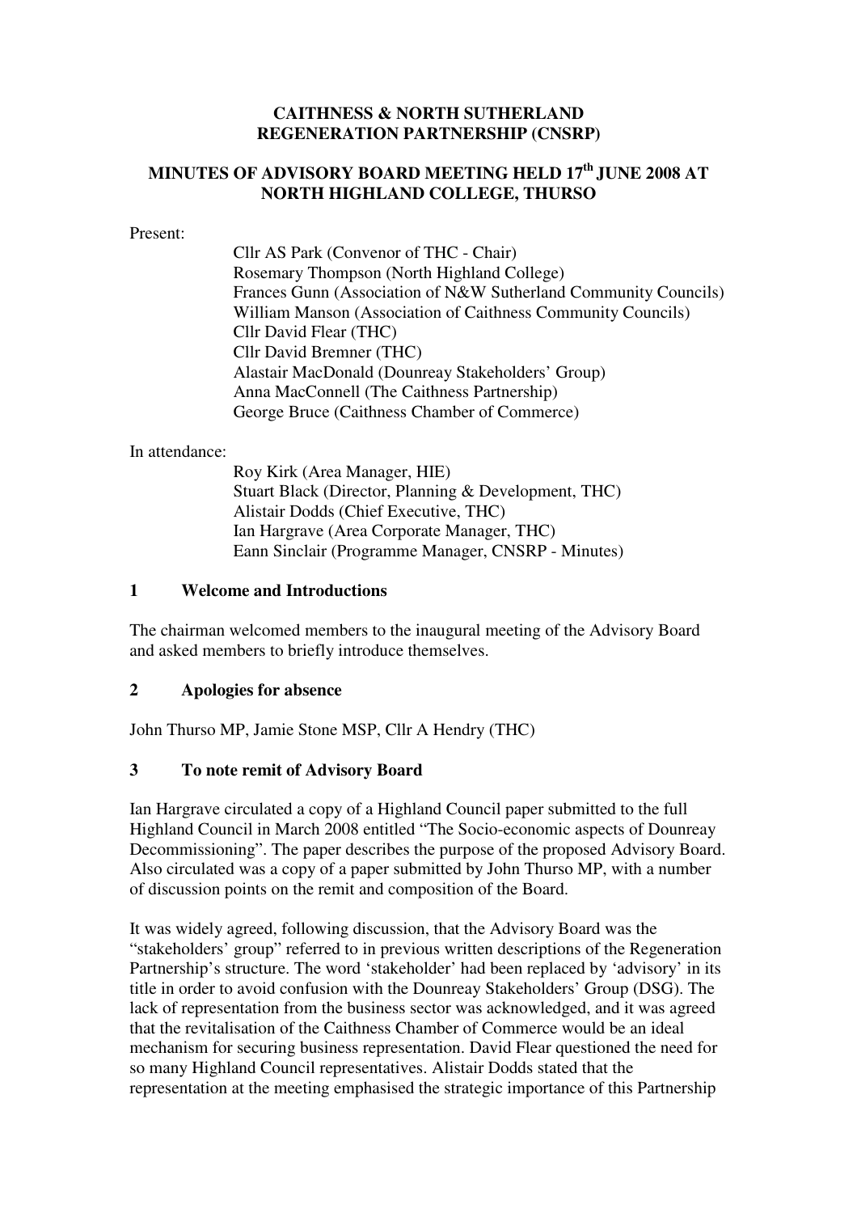# CAITHNESS & NORTH SUTHERLAND REGENERATION PARTNERSHIP (CNSRP)

## MINUTES OF ADVISORY BOARD MEETING HELD 17th JUNE 2008 AT NORTH HIGHLAND COLLEGE, THURSO

Present:

Cllr AS Park (Convenor of THC - Chair)
Rosemary Thompson (North Highland College)
Frances Gunn (Association of N&W Sutherland Community Councils)
William Manson (Association of Caithness Community Councils)
Cllr David Flear (THC)
Cllr David Bremner (THC)
Alastair MacDonald (Dounreay Stakeholders' Group)
Anna MacConnell (The Caithness Partnership)
George Bruce (Caithness Chamber of Commerce)

In attendance:

Roy Kirk (Area Manager, HIE)
Stuart Black (Director, Planning & Development, THC)
Alistair Dodds (Chief Executive, THC)
Ian Hargrave (Area Corporate Manager, THC)
Eann Sinclair (Programme Manager, CNSRP - Minutes)

### 1 Welcome and Introductions

The chairman welcomed members to the inaugural meeting of the Advisory Board and asked members to briefly introduce themselves.

### 2 Apologies for absence

John Thurso MP, Jamie Stone MSP, Cllr A Hendry (THC)

### 3 To note remit of Advisory Board

Ian Hargrave circulated a copy of a Highland Council paper submitted to the full Highland Council in March 2008 entitled "The Socio-economic aspects of Dounreay Decommissioning". The paper describes the purpose of the proposed Advisory Board. Also circulated was a copy of a paper submitted by John Thurso MP, with a number of discussion points on the remit and composition of the Board.

It was widely agreed, following discussion, that the Advisory Board was the "stakeholders' group" referred to in previous written descriptions of the Regeneration Partnership's structure. The word 'stakeholder' had been replaced by 'advisory' in its title in order to avoid confusion with the Dounreay Stakeholders' Group (DSG). The lack of representation from the business sector was acknowledged, and it was agreed that the revitalisation of the Caithness Chamber of Commerce would be an ideal mechanism for securing business representation. David Flear questioned the need for so many Highland Council representatives. Alistair Dodds stated that the representation at the meeting emphasised the strategic importance of this Partnership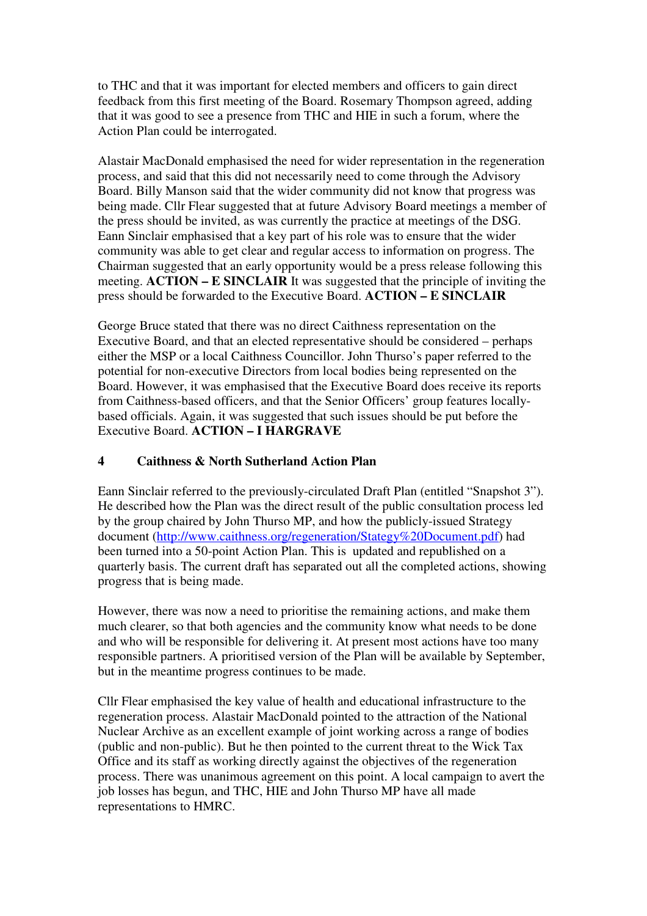to THC and that it was important for elected members and officers to gain direct feedback from this first meeting of the Board. Rosemary Thompson agreed, adding that it was good to see a presence from THC and HIE in such a forum, where the Action Plan could be interrogated.

Alastair MacDonald emphasised the need for wider representation in the regeneration process, and said that this did not necessarily need to come through the Advisory Board. Billy Manson said that the wider community did not know that progress was being made. Cllr Flear suggested that at future Advisory Board meetings a member of the press should be invited, as was currently the practice at meetings of the DSG. Eann Sinclair emphasised that a key part of his role was to ensure that the wider community was able to get clear and regular access to information on progress. The Chairman suggested that an early opportunity would be a press release following this meeting. **ACTION – E SINCLAIR** It was suggested that the principle of inviting the press should be forwarded to the Executive Board. **ACTION – E SINCLAIR**

George Bruce stated that there was no direct Caithness representation on the Executive Board, and that an elected representative should be considered – perhaps either the MSP or a local Caithness Councillor. John Thurso's paper referred to the potential for non-executive Directors from local bodies being represented on the Board. However, it was emphasised that the Executive Board does receive its reports from Caithness-based officers, and that the Senior Officers' group features locally-based officials. Again, it was suggested that such issues should be put before the Executive Board. **ACTION – I HARGRAVE**

## 4 Caithness & North Sutherland Action Plan

Eann Sinclair referred to the previously-circulated Draft Plan (entitled "Snapshot 3"). He described how the Plan was the direct result of the public consultation process led by the group chaired by John Thurso MP, and how the publicly-issued Strategy document (http://www.caithness.org/regeneration/Stategy%20Document.pdf) had been turned into a 50-point Action Plan. This is updated and republished on a quarterly basis. The current draft has separated out all the completed actions, showing progress that is being made.

However, there was now a need to prioritise the remaining actions, and make them much clearer, so that both agencies and the community know what needs to be done and who will be responsible for delivering it. At present most actions have too many responsible partners. A prioritised version of the Plan will be available by September, but in the meantime progress continues to be made.

Cllr Flear emphasised the key value of health and educational infrastructure to the regeneration process. Alastair MacDonald pointed to the attraction of the National Nuclear Archive as an excellent example of joint working across a range of bodies (public and non-public). But he then pointed to the current threat to the Wick Tax Office and its staff as working directly against the objectives of the regeneration process. There was unanimous agreement on this point. A local campaign to avert the job losses has begun, and THC, HIE and John Thurso MP have all made representations to HMRC.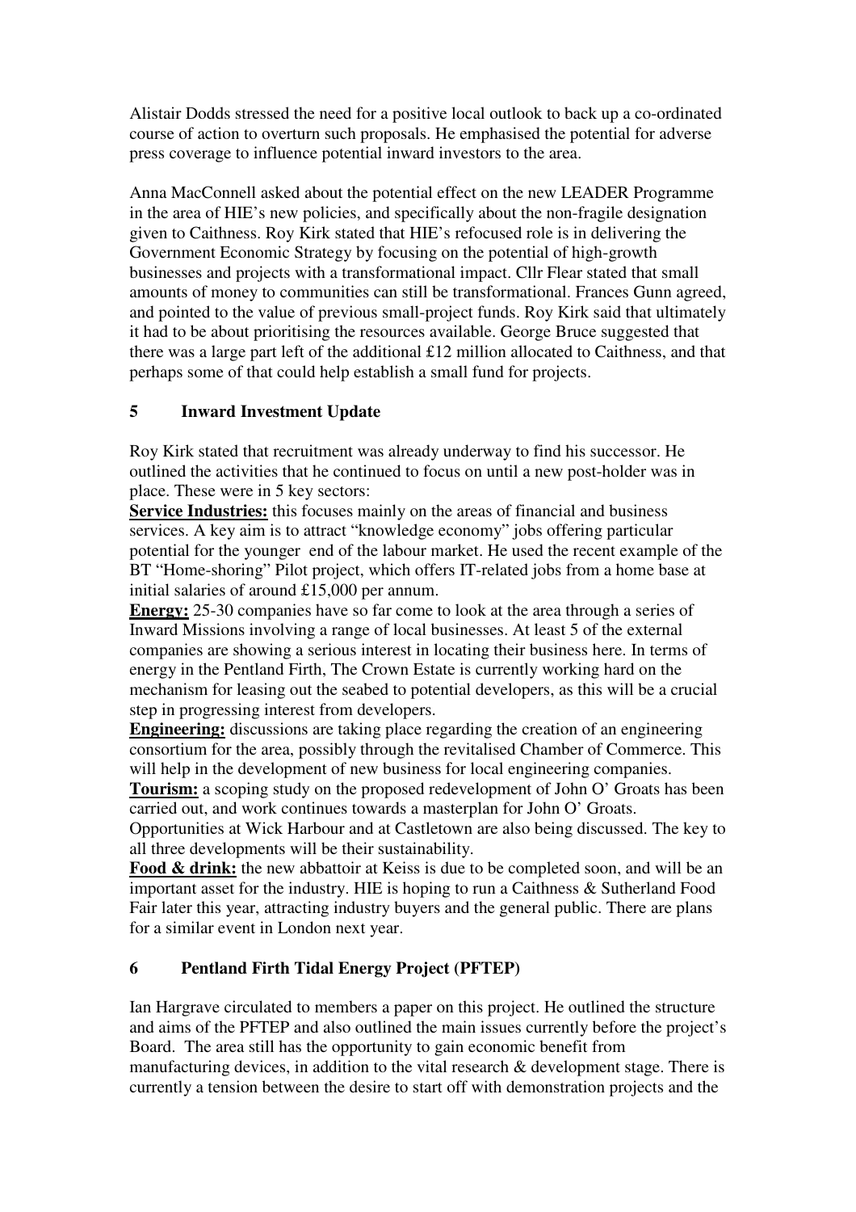Alistair Dodds stressed the need for a positive local outlook to back up a co-ordinated course of action to overturn such proposals. He emphasised the potential for adverse press coverage to influence potential inward investors to the area.

Anna MacConnell asked about the potential effect on the new LEADER Programme in the area of HIE's new policies, and specifically about the non-fragile designation given to Caithness. Roy Kirk stated that HIE's refocused role is in delivering the Government Economic Strategy by focusing on the potential of high-growth businesses and projects with a transformational impact. Cllr Flear stated that small amounts of money to communities can still be transformational. Frances Gunn agreed, and pointed to the value of previous small-project funds. Roy Kirk said that ultimately it had to be about prioritising the resources available. George Bruce suggested that there was a large part left of the additional £12 million allocated to Caithness, and that perhaps some of that could help establish a small fund for projects.

## 5 Inward Investment Update

Roy Kirk stated that recruitment was already underway to find his successor. He outlined the activities that he continued to focus on until a new post-holder was in place. These were in 5 key sectors:

**Service Industries:** this focuses mainly on the areas of financial and business services. A key aim is to attract "knowledge economy" jobs offering particular potential for the younger end of the labour market. He used the recent example of the BT "Home-shoring" Pilot project, which offers IT-related jobs from a home base at initial salaries of around £15,000 per annum.

**Energy:** 25-30 companies have so far come to look at the area through a series of Inward Missions involving a range of local businesses. At least 5 of the external companies are showing a serious interest in locating their business here. In terms of energy in the Pentland Firth, The Crown Estate is currently working hard on the mechanism for leasing out the seabed to potential developers, as this will be a crucial step in progressing interest from developers.

**Engineering:** discussions are taking place regarding the creation of an engineering consortium for the area, possibly through the revitalised Chamber of Commerce. This will help in the development of new business for local engineering companies.

**Tourism:** a scoping study on the proposed redevelopment of John O' Groats has been carried out, and work continues towards a masterplan for John O' Groats. Opportunities at Wick Harbour and at Castletown are also being discussed. The key to all three developments will be their sustainability.

**Food & drink:** the new abbatoir at Keiss is due to be completed soon, and will be an important asset for the industry. HIE is hoping to run a Caithness & Sutherland Food Fair later this year, attracting industry buyers and the general public. There are plans for a similar event in London next year.

## 6 Pentland Firth Tidal Energy Project (PFTEP)

Ian Hargrave circulated to members a paper on this project. He outlined the structure and aims of the PFTEP and also outlined the main issues currently before the project's Board. The area still has the opportunity to gain economic benefit from manufacturing devices, in addition to the vital research & development stage. There is currently a tension between the desire to start off with demonstration projects and the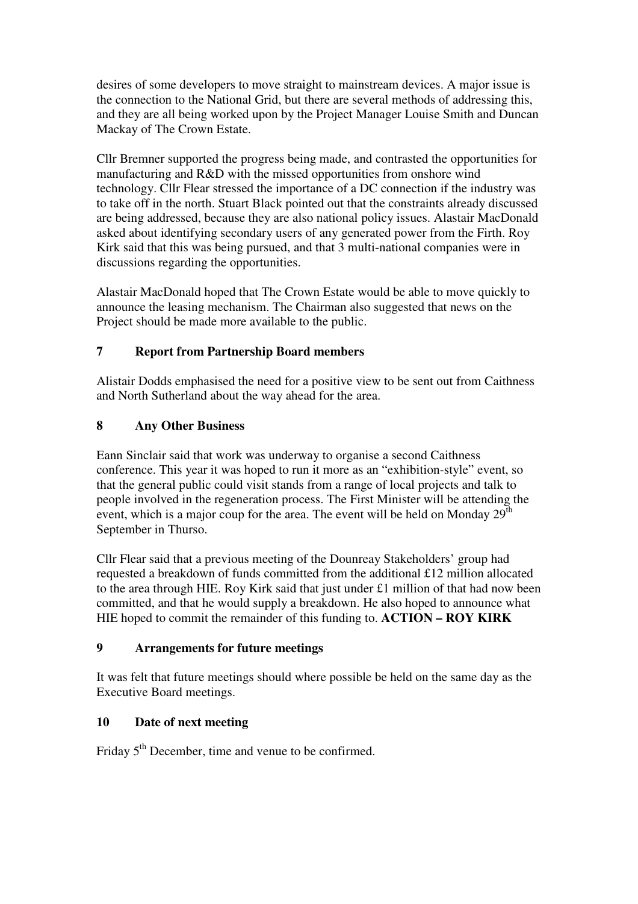desires of some developers to move straight to mainstream devices. A major issue is the connection to the National Grid, but there are several methods of addressing this, and they are all being worked upon by the Project Manager Louise Smith and Duncan Mackay of The Crown Estate.

Cllr Bremner supported the progress being made, and contrasted the opportunities for manufacturing and R&D with the missed opportunities from onshore wind technology. Cllr Flear stressed the importance of a DC connection if the industry was to take off in the north. Stuart Black pointed out that the constraints already discussed are being addressed, because they are also national policy issues. Alastair MacDonald asked about identifying secondary users of any generated power from the Firth. Roy Kirk said that this was being pursued, and that 3 multi-national companies were in discussions regarding the opportunities.

Alastair MacDonald hoped that The Crown Estate would be able to move quickly to announce the leasing mechanism. The Chairman also suggested that news on the Project should be made more available to the public.

## 7 Report from Partnership Board members

Alistair Dodds emphasised the need for a positive view to be sent out from Caithness and North Sutherland about the way ahead for the area.

## 8 Any Other Business

Eann Sinclair said that work was underway to organise a second Caithness conference. This year it was hoped to run it more as an "exhibition-style" event, so that the general public could visit stands from a range of local projects and talk to people involved in the regeneration process. The First Minister will be attending the event, which is a major coup for the area. The event will be held on Monday 29th September in Thurso.

Cllr Flear said that a previous meeting of the Dounreay Stakeholders' group had requested a breakdown of funds committed from the additional £12 million allocated to the area through HIE. Roy Kirk said that just under £1 million of that had now been committed, and that he would supply a breakdown. He also hoped to announce what HIE hoped to commit the remainder of this funding to. **ACTION – ROY KIRK**

## 9 Arrangements for future meetings

It was felt that future meetings should where possible be held on the same day as the Executive Board meetings.

## 10 Date of next meeting

Friday 5th December, time and venue to be confirmed.